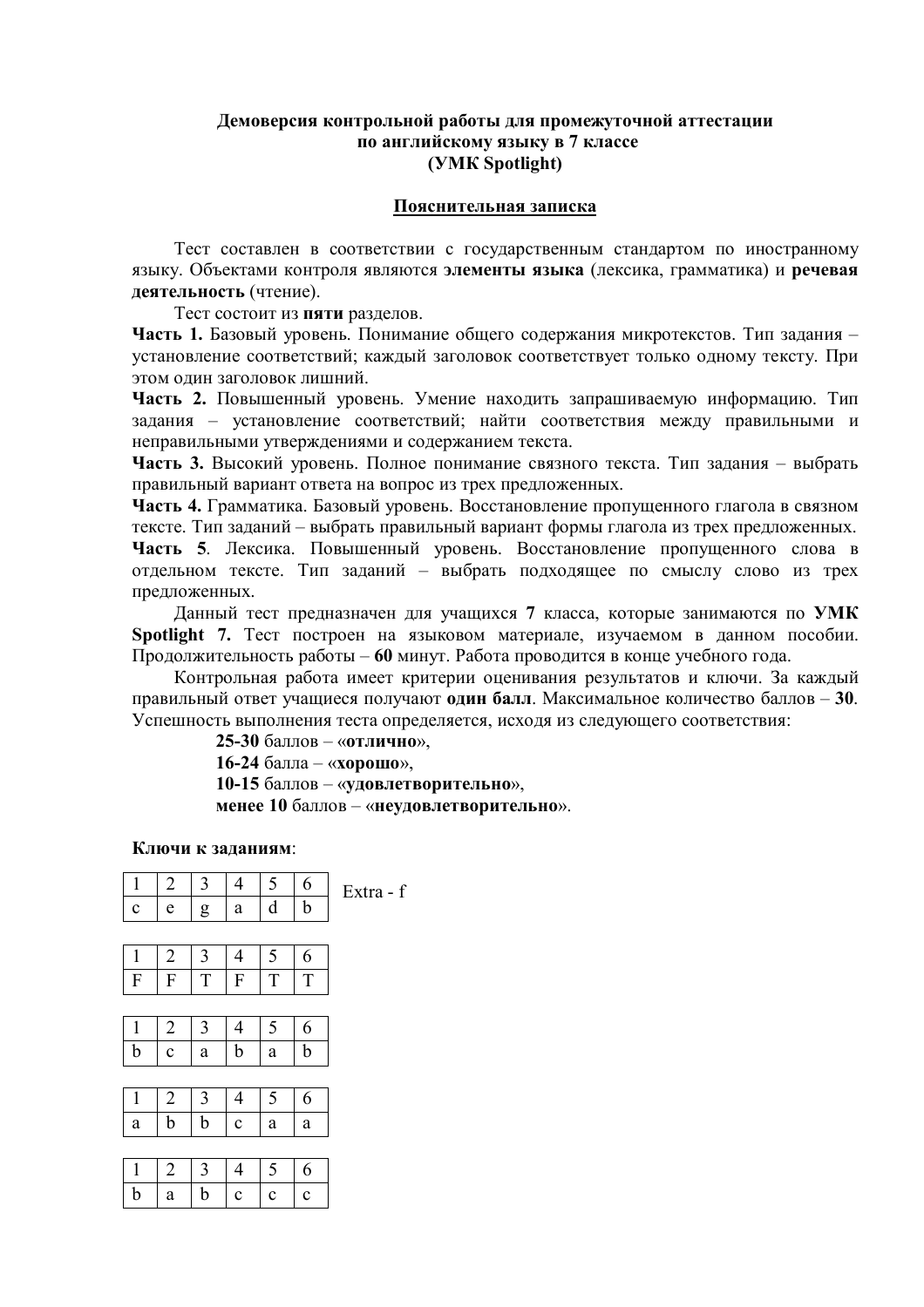**Демоверсия контрольной работы для промежуточной аттестации по английскому языку в 7 классе (УМК Spotlight)**

**Пояснительная записка**

Тест составлен в соответствии с государственным стандартом по иностранному языку. Объектами контроля являются **элементы языка** (лексика, грамматика) и **речевая деятельность** (чтение).

Тест состоит из **пяти** разделов.

**Часть 1.** Базовый уровень. Понимание общего содержания микротекстов. Тип задания – установление соответствий; каждый заголовок соответствует только одному тексту. При этом один заголовок лишний.

**Часть 2.** Повышенный уровень. Умение находить запрашиваемую информацию. Тип задания – установление соответствий; найти соответствия между правильными и неправильными утверждениями и содержанием текста.

**Часть 3.** Высокий уровень. Полное понимание связного текста. Тип задания – выбрать правильный вариант ответа на вопрос из трех предложенных.

**Часть 4.** Грамматика. Базовый уровень. Восстановление пропущенного глагола в связном тексте. Тип заданий – выбрать правильный вариант формы глагола из трех предложенных.

**Часть 5**. Лексика. Повышенный уровень. Восстановление пропущенного слова в отдельном тексте. Тип заданий – выбрать подходящее по смыслу слово из трех предложенных.

Данный тест предназначен для учащихся **7** класса, которые занимаются по **УМК Spotlight 7.** Тест построен на языковом материале, изучаемом в данном пособии. Продолжительность работы – **60** минут. Работа проводится в конце учебного года.

Контрольная работа имеет критерии оценивания результатов и ключи. За каждый правильный ответ учащиеся получают **один балл**. Максимальное количество баллов – **30**. Успешность выполнения теста определяется, исходя из следующего соответствия:

**25-30** баллов – «**отлично**»,
**16-24** балла – «**хорошо**»,
**10-15** баллов – «**удовлетворительно**»,
**менее 10** баллов – «**неудовлетворительно**».

**Ключи к заданиям**:

| 1 | 2 | 3 | 4 | 5 | 6 |
|---|---|---|---|---|---|
| c | e | g | a | d | b |

Extra - f

| 1 | 2 | 3 | 4 | 5 | 6 |
|---|---|---|---|---|---|
| F | F | T | F | T | T |

| 1 | 2 | 3 | 4 | 5 | 6 |
|---|---|---|---|---|---|
| b | c | a | b | a | b |

| 1 | 2 | 3 | 4 | 5 | 6 |
|---|---|---|---|---|---|
| a | b | b | c | a | a |

| 1 | 2 | 3 | 4 | 5 | 6 |
|---|---|---|---|---|---|
| b | a | b | c | c | c |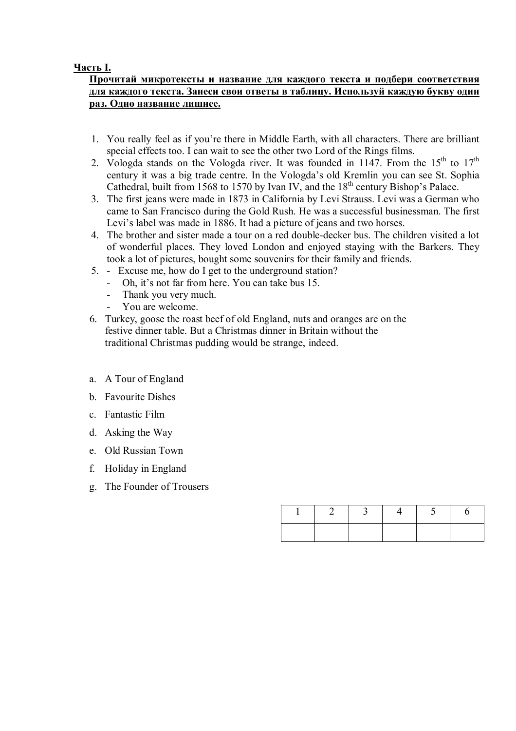**Часть I.**

**Прочитай микротексты и название для каждого текста и подбери соответствия для каждого текста. Занеси свои ответы в таблицу. Используй каждую букву один раз. Одно название лишнее.**

1. You really feel as if you're there in Middle Earth, with all characters. There are brilliant special effects too. I can wait to see the other two Lord of the Rings films.
2. Vologda stands on the Vologda river. It was founded in 1147. From the 15th to 17th century it was a big trade centre. In the Vologda's old Kremlin you can see St. Sophia Cathedral, built from 1568 to 1570 by Ivan IV, and the 18th century Bishop's Palace.
3. The first jeans were made in 1873 in California by Levi Strauss. Levi was a German who came to San Francisco during the Gold Rush. He was a successful businessman. The first Levi's label was made in 1886. It had a picture of jeans and two horses.
4. The brother and sister made a tour on a red double-decker bus. The children visited a lot of wonderful places. They loved London and enjoyed staying with the Barkers. They took a lot of pictures, bought some souvenirs for their family and friends.
5. - Excuse me, how do I get to the underground station?
   - Oh, it's not far from here. You can take bus 15.
   - Thank you very much.
   - You are welcome.
6. Turkey, goose the roast beef of old England, nuts and oranges are on the festive dinner table. But a Christmas dinner in Britain without the traditional Christmas pudding would be strange, indeed.

a. A Tour of England

b. Favourite Dishes

c. Fantastic Film

d. Asking the Way

e. Old Russian Town

f. Holiday in England

g. The Founder of Trousers

| 1 | 2 | 3 | 4 | 5 | 6 |
|---|---|---|---|---|---|
|   |   |   |   |   |   |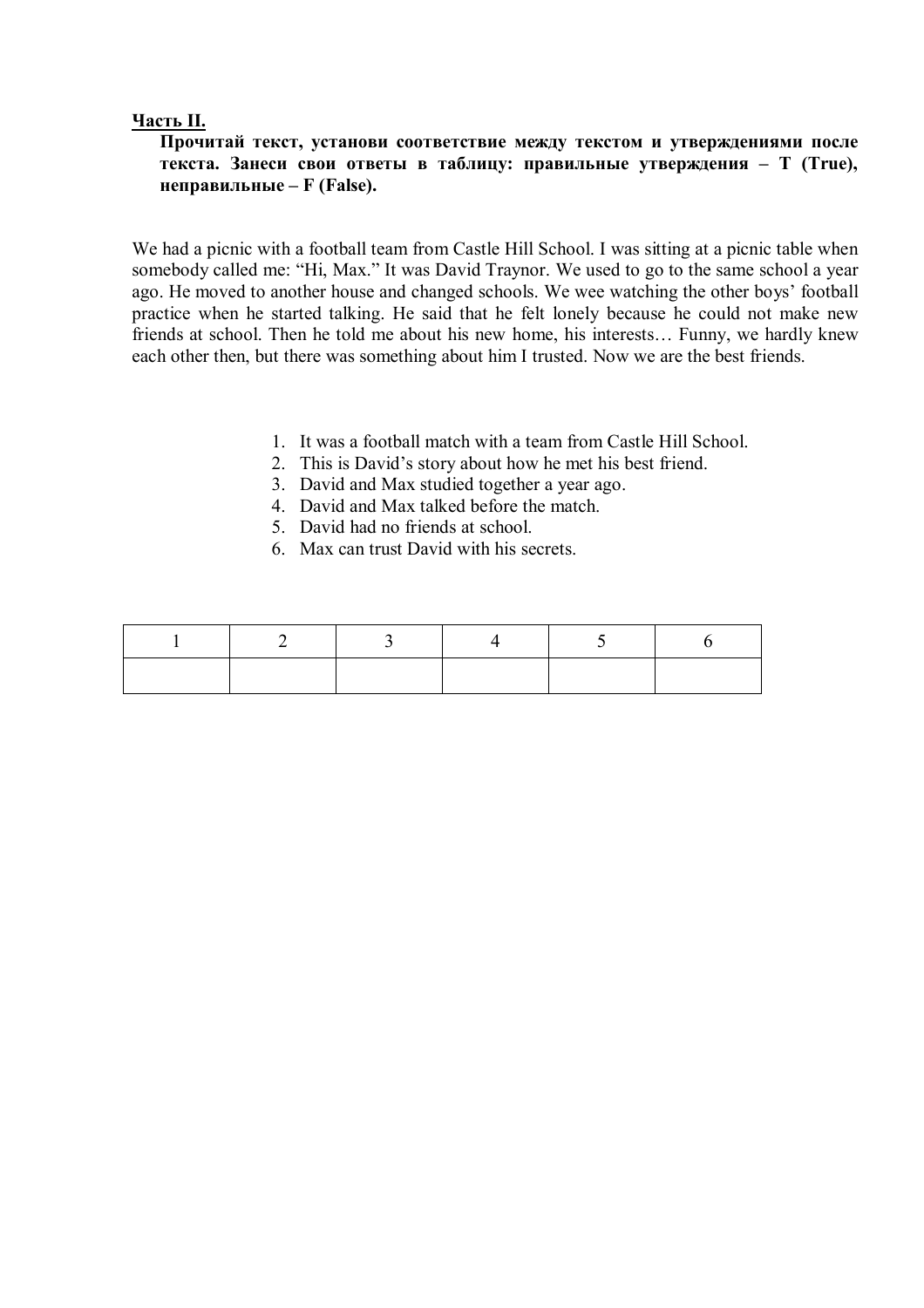**<u>Часть II.</u>**

**Прочитай текст, установи соответствие между текстом и утверждениями после текста. Занеси свои ответы в таблицу: правильные утверждения – T (True), неправильные – F (False).**

We had a picnic with a football team from Castle Hill School. I was sitting at a picnic table when somebody called me: "Hi, Max." It was David Traynor. We used to go to the same school a year ago. He moved to another house and changed schools. We wee watching the other boys' football practice when he started talking. He said that he felt lonely because he could not make new friends at school. Then he told me about his new home, his interests… Funny, we hardly knew each other then, but there was something about him I trusted. Now we are the best friends.

1. It was a football match with a team from Castle Hill School.
2. This is David's story about how he met his best friend.
3. David and Max studied together a year ago.
4. David and Max talked before the match.
5. David had no friends at school.
6. Max can trust David with his secrets.

| 1 | 2 | 3 | 4 | 5 | 6 |
|---|---|---|---|---|---|
| | | | | | |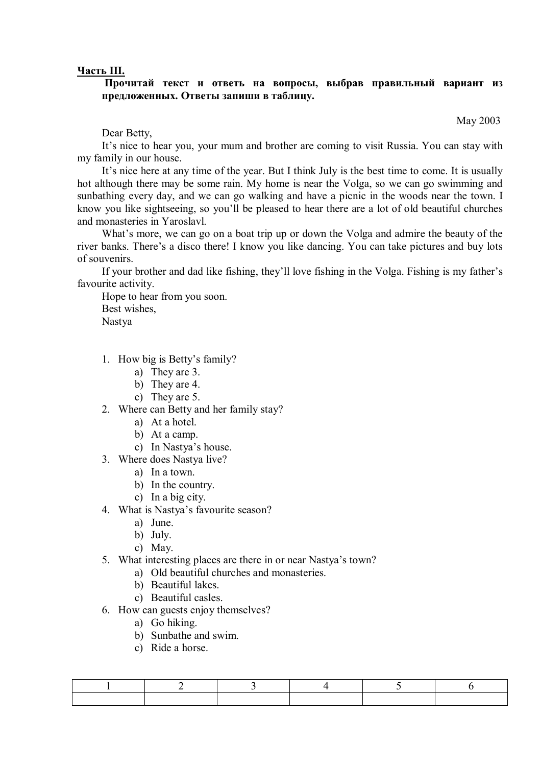**Часть III.**

**Прочитай текст и ответь на вопросы, выбрав правильный вариант из предложенных. Ответы запиши в таблицу.**

May 2003

Dear Betty,

It's nice to hear you, your mum and brother are coming to visit Russia. You can stay with my family in our house.

It's nice here at any time of the year. But I think July is the best time to come. It is usually hot although there may be some rain. My home is near the Volga, so we can go swimming and sunbathing every day, and we can go walking and have a picnic in the woods near the town. I know you like sightseeing, so you'll be pleased to hear there are a lot of old beautiful churches and monasteries in Yaroslavl.

What's more, we can go on a boat trip up or down the Volga and admire the beauty of the river banks. There's a disco there! I know you like dancing. You can take pictures and buy lots of souvenirs.

If your brother and dad like fishing, they'll love fishing in the Volga. Fishing is my father's favourite activity.

Hope to hear from you soon.

Best wishes,

Nastya

1. How big is Betty's family?
   a) They are 3.
   b) They are 4.
   c) They are 5.
2. Where can Betty and her family stay?
   a) At a hotel.
   b) At a camp.
   c) In Nastya's house.
3. Where does Nastya live?
   a) In a town.
   b) In the country.
   c) In a big city.
4. What is Nastya's favourite season?
   a) June.
   b) July.
   c) May.
5. What interesting places are there in or near Nastya's town?
   a) Old beautiful churches and monasteries.
   b) Beautiful lakes.
   c) Beautiful casles.
6. How can guests enjoy themselves?
   a) Go hiking.
   b) Sunbathe and swim.
   c) Ride a horse.

| 1 | 2 | 3 | 4 | 5 | 6 |
|---|---|---|---|---|---|
| | | | | | |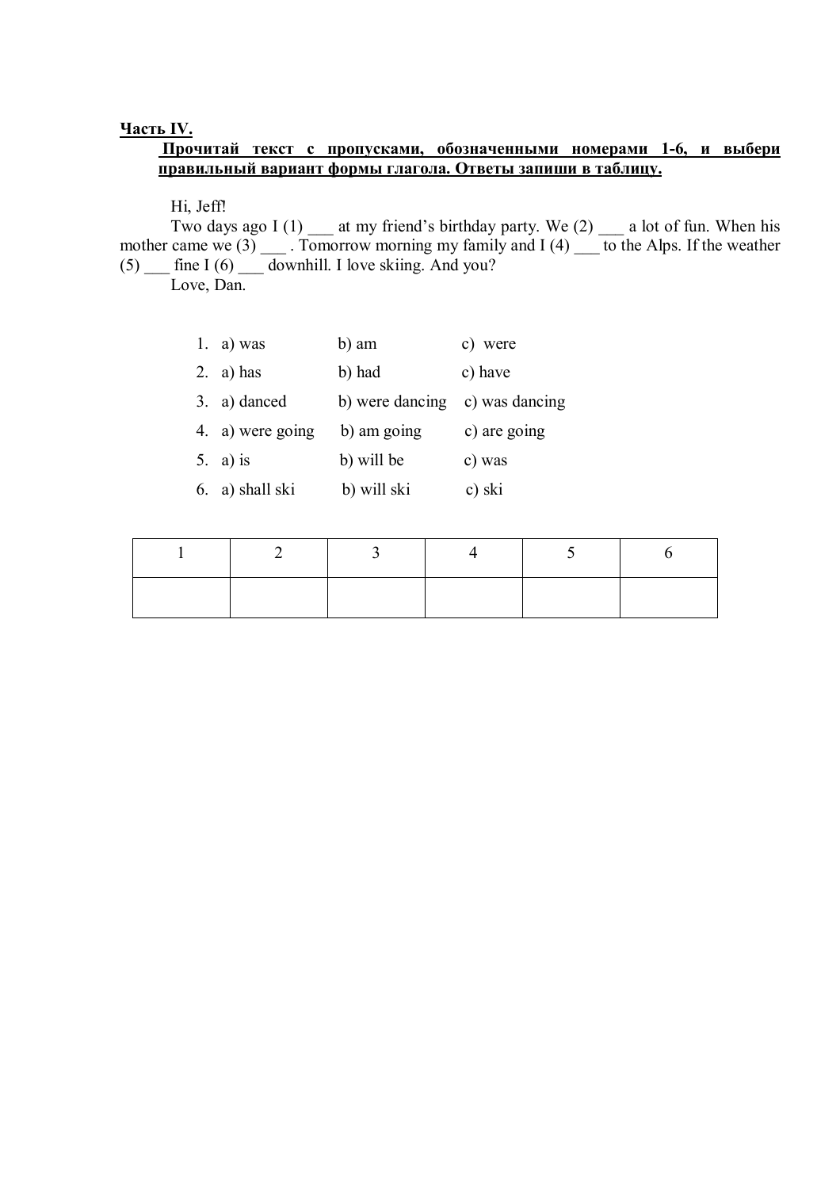**Часть IV.**

**Прочитай текст с пропусками, обозначенными номерами 1-6, и выбери правильный вариант формы глагола. Ответы запиши в таблицу.**

Hi, Jeff!

Two days ago I (1) ___ at my friend's birthday party. We (2) ___ a lot of fun. When his mother came we (3) ___ . Tomorrow morning my family and I (4) ___ to the Alps. If the weather (5) ___ fine I (6) ___ downhill. I love skiing. And you?

Love, Dan.

1. a) was b) am c) were
2. a) has b) had c) have
3. a) danced b) were dancing c) was dancing
4. a) were going b) am going c) are going
5. a) is b) will be c) was
6. a) shall ski b) will ski c) ski

| 1 | 2 | 3 | 4 | 5 | 6 |
|---|---|---|---|---|---|
| | | | | | |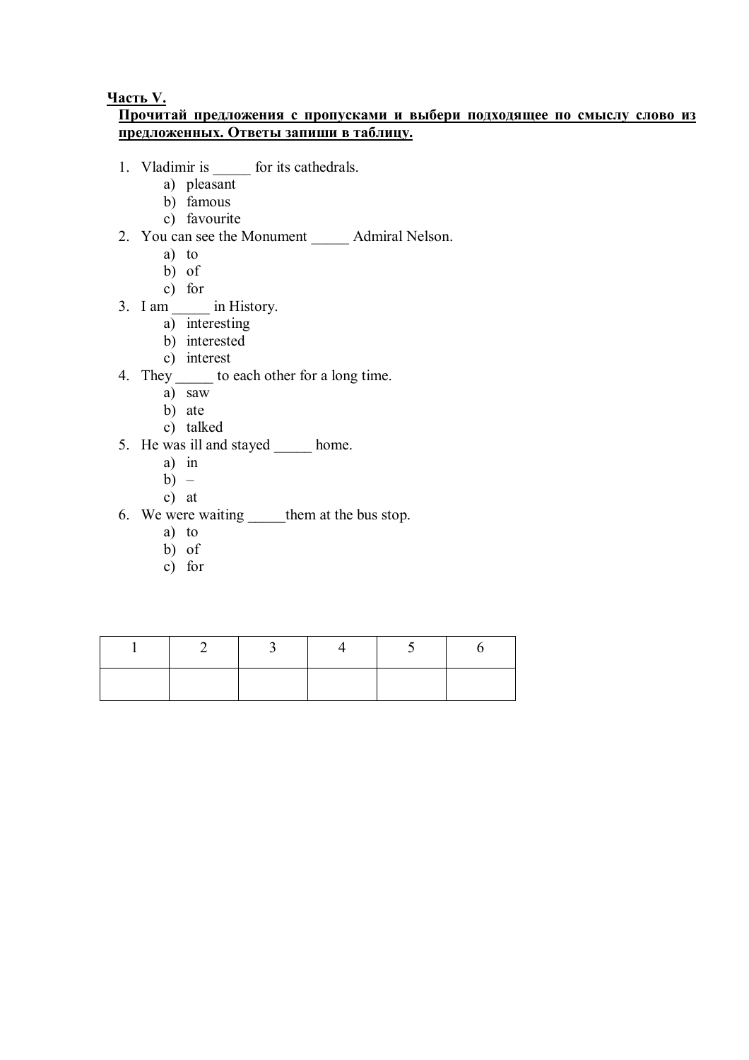**Часть V.**

**Прочитай предложения с пропусками и выбери подходящее по смыслу слово из предложенных. Ответы запиши в таблицу.**

1. Vladimir is _____ for its cathedrals.
   a) pleasant
   b) famous
   c) favourite
2. You can see the Monument _____ Admiral Nelson.
   a) to
   b) of
   c) for
3. I am _____ in History.
   a) interesting
   b) interested
   c) interest
4. They _____ to each other for a long time.
   a) saw
   b) ate
   c) talked
5. He was ill and stayed _____ home.
   a) in
   b) –
   c) at
6. We were waiting _____them at the bus stop.
   a) to
   b) of
   c) for

| 1 | 2 | 3 | 4 | 5 | 6 |
|---|---|---|---|---|---|
| | | | | | |